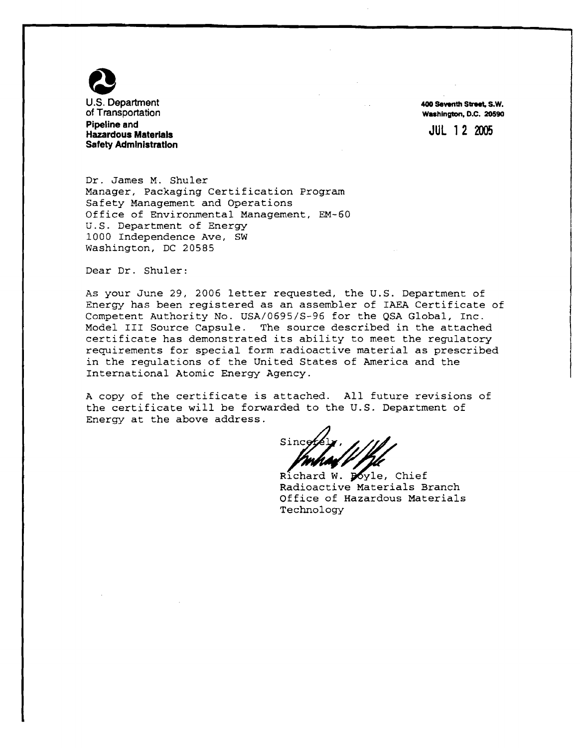U.S. Department of Transportation
**Pipeline and Hazardous Materials Safety Administration**

**400 Seventh Street, S.W.**
**Washington, D.C. 20590**

JUL 12 2005

Dr. James M. Shuler
Manager, Packaging Certification Program
Safety Management and Operations
Office of Environmental Management, EM-60
U.S. Department of Energy
1000 Independence Ave, SW
Washington, DC 20585

Dear Dr. Shuler:

As your June 29, 2006 letter requested, the U.S. Department of Energy has been registered as an assembler of IAEA Certificate of Competent Authority No. USA/0695/S-96 for the QSA Global, Inc. Model III Source Capsule. The source described in the attached certificate has demonstrated its ability to meet the regulatory requirements for special form radioactive material as prescribed in the regulations of the United States of America and the International Atomic Energy Agency.

A copy of the certificate is attached. All future revisions of the certificate will be forwarded to the U.S. Department of Energy at the above address.

Sincerely,

Richard W. Boyle, Chief
Radioactive Materials Branch
Office of Hazardous Materials Technology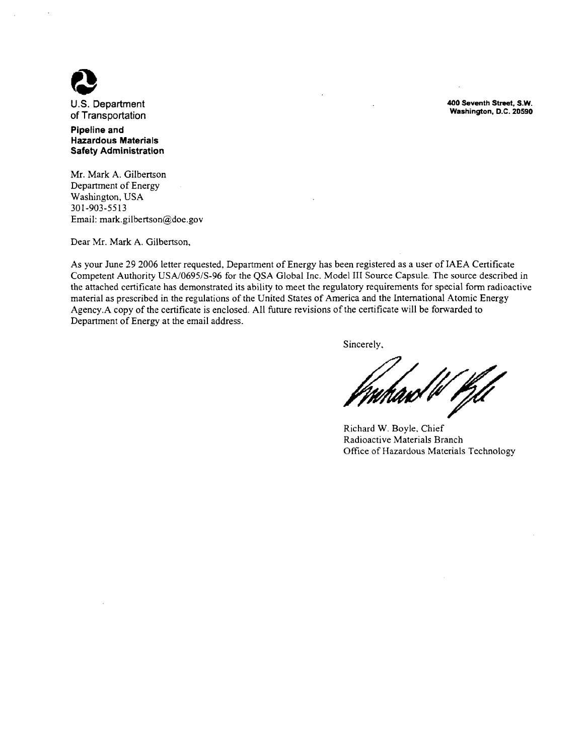U.S. Department of Transportation

**Pipeline and Hazardous Materials Safety Administration**

**400 Seventh Street, S.W.**
**Washington, D.C. 20590**

Mr. Mark A. Gilbertson
Department of Energy
Washington, USA
301-903-5513
Email: mark.gilbertson@doe.gov

Dear Mr. Mark A. Gilbertson,

As your June 29 2006 letter requested, Department of Energy has been registered as a user of IAEA Certificate Competent Authority USA/0695/S-96 for the QSA Global Inc. Model III Source Capsule. The source described in the attached certificate has demonstrated its ability to meet the regulatory requirements for special form radioactive material as prescribed in the regulations of the United States of America and the International Atomic Energy Agency.A copy of the certificate is enclosed. All future revisions of the certificate will be forwarded to Department of Energy at the email address.

Sincerely,

Richard W. Boyle, Chief
Radioactive Materials Branch
Office of Hazardous Materials Technology